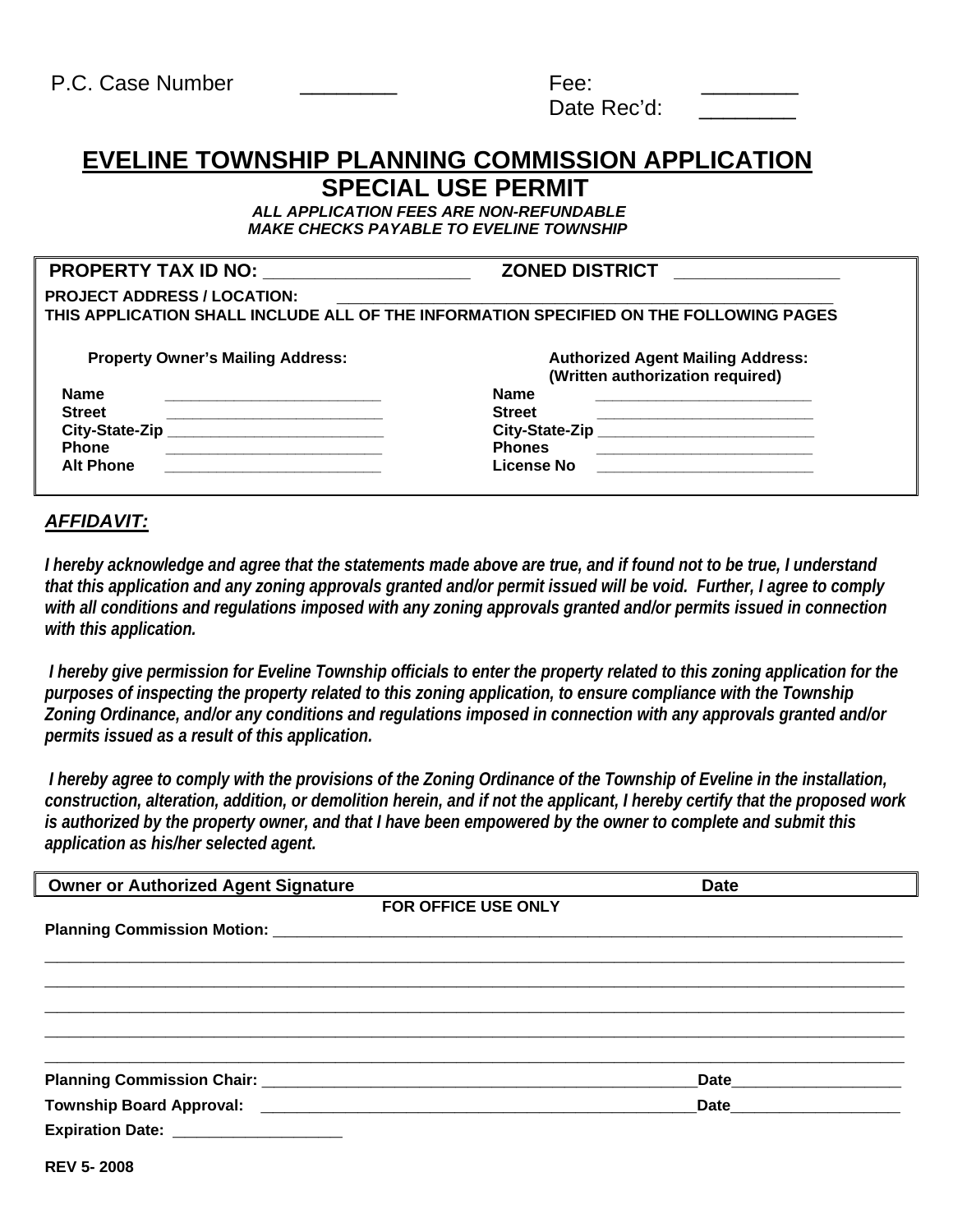P.C. Case Number ________

Fee: ________

Date Rec'd: ________

# EVELINE TOWNSHIP PLANNING COMMISSION APPLICATION
## SPECIAL USE PERMIT

***ALL APPLICATION FEES ARE NON-REFUNDABLE***
***MAKE CHECKS PAYABLE TO EVELINE TOWNSHIP***

**PROPERTY TAX ID NO:** ____________________ **ZONED DISTRICT** ________________

**PROJECT ADDRESS / LOCATION:** ______________________________________________________

**THIS APPLICATION SHALL INCLUDE ALL OF THE INFORMATION SPECIFIED ON THE FOLLOWING PAGES**

| **Property Owner's Mailing Address:** | | **Authorized Agent Mailing Address: (Written authorization required)** | |
|---|---|---|---|
| **Name** | ________________________ | **Name** | ________________________ |
| **Street** | ________________________ | **Street** | ________________________ |
| **City-State-Zip** | ________________________ | **City-State-Zip** | ________________________ |
| **Phone** | ________________________ | **Phones** | ________________________ |
| **Alt Phone** | ________________________ | **License No** | ________________________ |

***AFFIDAVIT:***

***I hereby acknowledge and agree that the statements made above are true, and if found not to be true, I understand that this application and any zoning approvals granted and/or permit issued will be void. Further, I agree to comply with all conditions and regulations imposed with any zoning approvals granted and/or permits issued in connection with this application.***

***I hereby give permission for Eveline Township officials to enter the property related to this zoning application for the purposes of inspecting the property related to this zoning application, to ensure compliance with the Township Zoning Ordinance, and/or any conditions and regulations imposed in connection with any approvals granted and/or permits issued as a result of this application.***

***I hereby agree to comply with the provisions of the Zoning Ordinance of the Township of Eveline in the installation, construction, alteration, addition, or demolition herein, and if not the applicant, I hereby certify that the proposed work is authorized by the property owner, and that I have been empowered by the owner to complete and submit this application as his/her selected agent.***

**Owner or Authorized Agent Signature** **Date**

**FOR OFFICE USE ONLY**

**Planning Commission Motion:** ______________________________________________________________________

______________________________________________________________________________________________

______________________________________________________________________________________________

______________________________________________________________________________________________

______________________________________________________________________________________________

______________________________________________________________________________________________

**Planning Commission Chair:** ______________________________________________ **Date** __________________

**Township Board Approval:** ______________________________________________ **Date** __________________

**Expiration Date:** ___________________

**REV 5- 2008**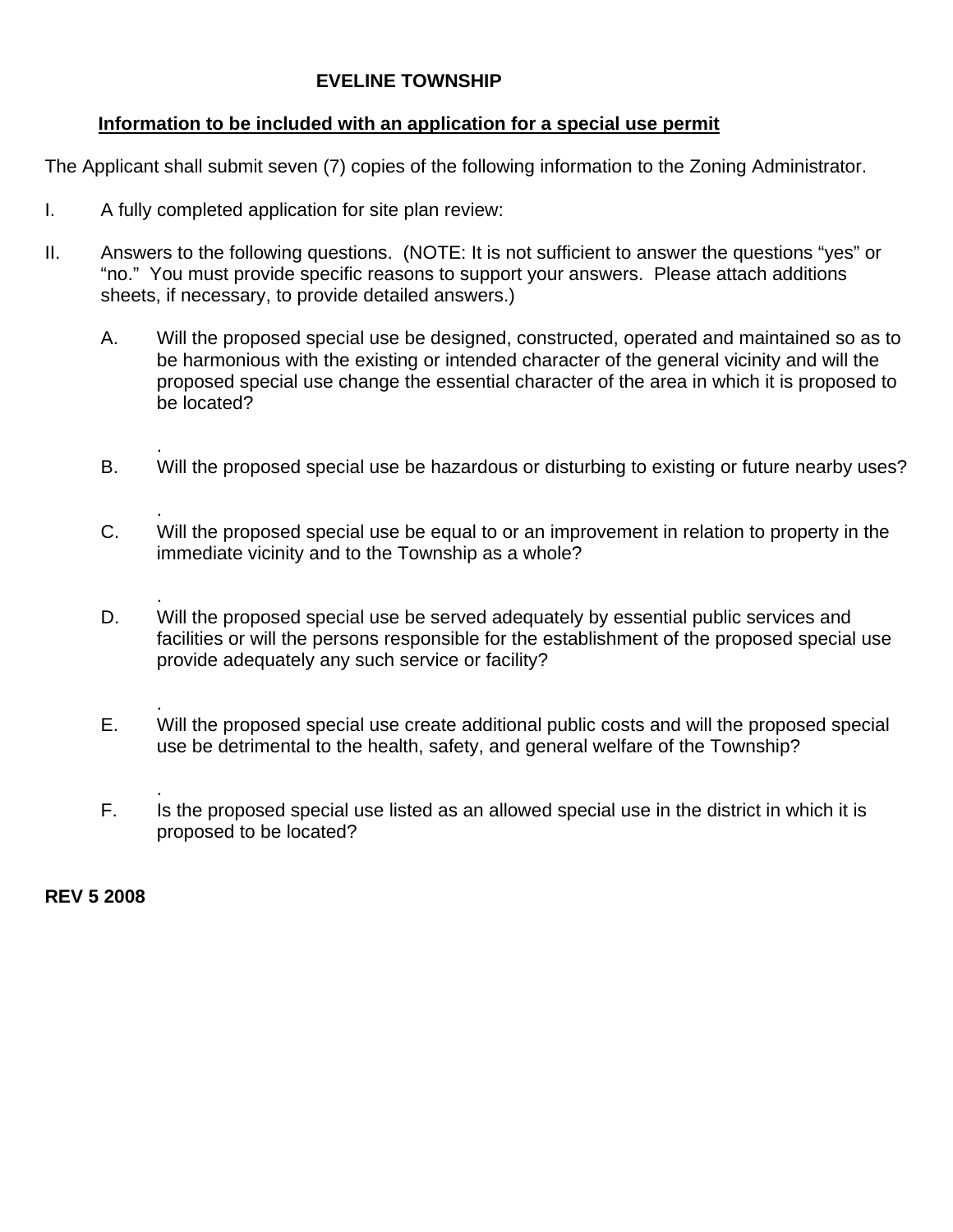# EVELINE TOWNSHIP

**Information to be included with an application for a special use permit**

The Applicant shall submit seven (7) copies of the following information to the Zoning Administrator.

I. A fully completed application for site plan review:

II. Answers to the following questions. (NOTE: It is not sufficient to answer the questions "yes" or "no." You must provide specific reasons to support your answers. Please attach additions sheets, if necessary, to provide detailed answers.)

   A. Will the proposed special use be designed, constructed, operated and maintained so as to be harmonious with the existing or intended character of the general vicinity and will the proposed special use change the essential character of the area in which it is proposed to be located?

   .

   B. Will the proposed special use be hazardous or disturbing to existing or future nearby uses?

   .

   C. Will the proposed special use be equal to or an improvement in relation to property in the immediate vicinity and to the Township as a whole?

   .

   D. Will the proposed special use be served adequately by essential public services and facilities or will the persons responsible for the establishment of the proposed special use provide adequately any such service or facility?

   .

   E. Will the proposed special use create additional public costs and will the proposed special use be detrimental to the health, safety, and general welfare of the Township?

   .

   F. Is the proposed special use listed as an allowed special use in the district in which it is proposed to be located?

**REV 5 2008**